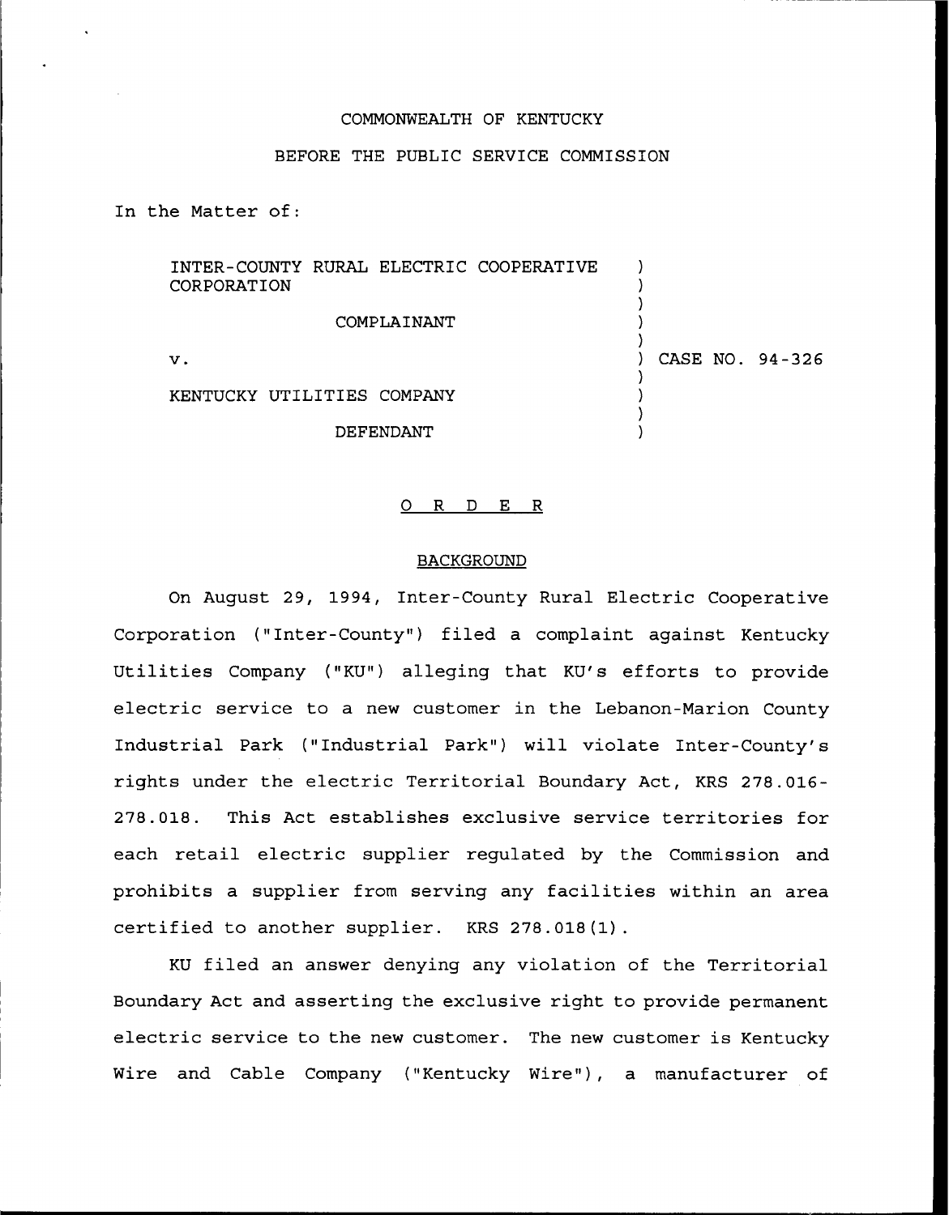COMMONWEALTH OF KENTUCKY

BEFORE THE PUBLIC SERVICE COMMISSION

In the Matter of:

INTER-COUNTY RURAL ELECTRIC COOPERATIVE CORPORATION

COMPLAINANT

v.

KENTUCKY UTILITIES COMPANY

DEFENDANT

CASE NO. 94-326

# O R D E R

## BACKGROUND

On August 29, 1994, Inter-County Rural Electric Cooperative Corporation ("Inter-County") filed a complaint against Kentucky Utilities Company ("KU") alleging that KU's efforts to provide electric service to a new customer in the Lebanon-Marion County Industrial Park ("Industrial Park") will violate Inter-County's rights under the electric Territorial Boundary Act, KRS 278.016-278.018. This Act establishes exclusive service territories for each retail electric supplier regulated by the Commission and prohibits a supplier from serving any facilities within an area certified to another supplier. KRS 278.018(1).

KU filed an answer denying any violation of the Territorial Boundary Act and asserting the exclusive right to provide permanent electric service to the new customer. The new customer is Kentucky Wire and Cable Company ("Kentucky Wire"), a manufacturer of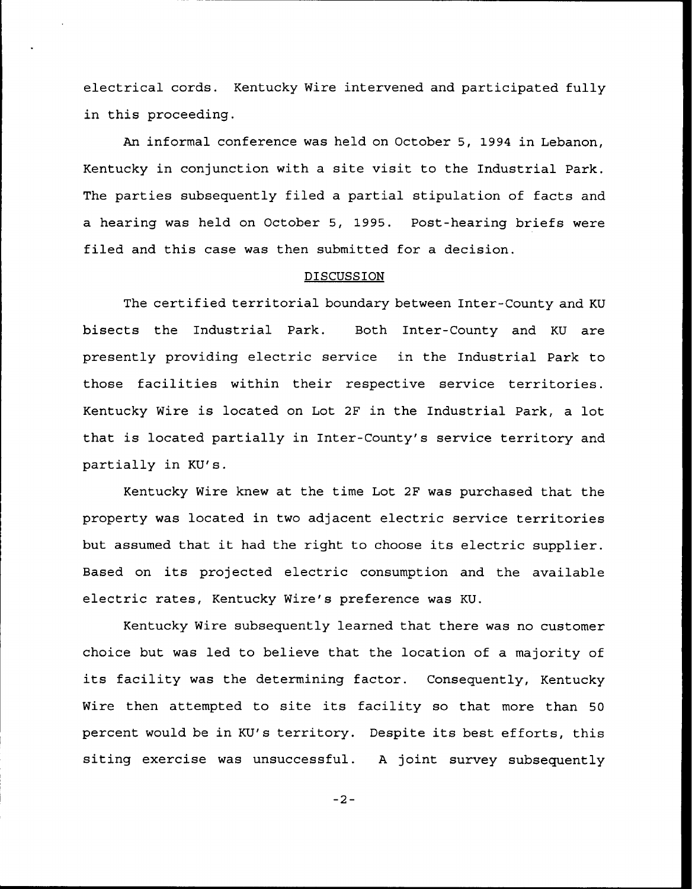electrical cords. Kentucky Wire intervened and participated fully in this proceeding.

An informal conference was held on October 5, 1994 in Lebanon, Kentucky in conjunction with a site visit to the Industrial Park. The parties subsequently filed a partial stipulation of facts and a hearing was held on October 5, 1995. Post-hearing briefs were filed and this case was then submitted for a decision.

## DISCUSSION

The certified territorial boundary between Inter-County and KU bisects the Industrial Park. Both Inter-County and KU are presently providing electric service in the Industrial Park to those facilities within their respective service territories. Kentucky Wire is located on Lot 2F in the Industrial Park, a lot that is located partially in Inter-County's service territory and partially in KU's.

Kentucky Wire knew at the time Lot 2F was purchased that the property was located in two adjacent electric service territories but assumed that it had the right to choose its electric supplier. Based on its projected electric consumption and the available electric rates, Kentucky Wire's preference was KU.

Kentucky Wire subsequently learned that there was no customer choice but was led to believe that the location of a majority of its facility was the determining factor. Consequently, Kentucky Wire then attempted to site its facility so that more than 50 percent would be in KU's territory. Despite its best efforts, this siting exercise was unsuccessful. A joint survey subsequently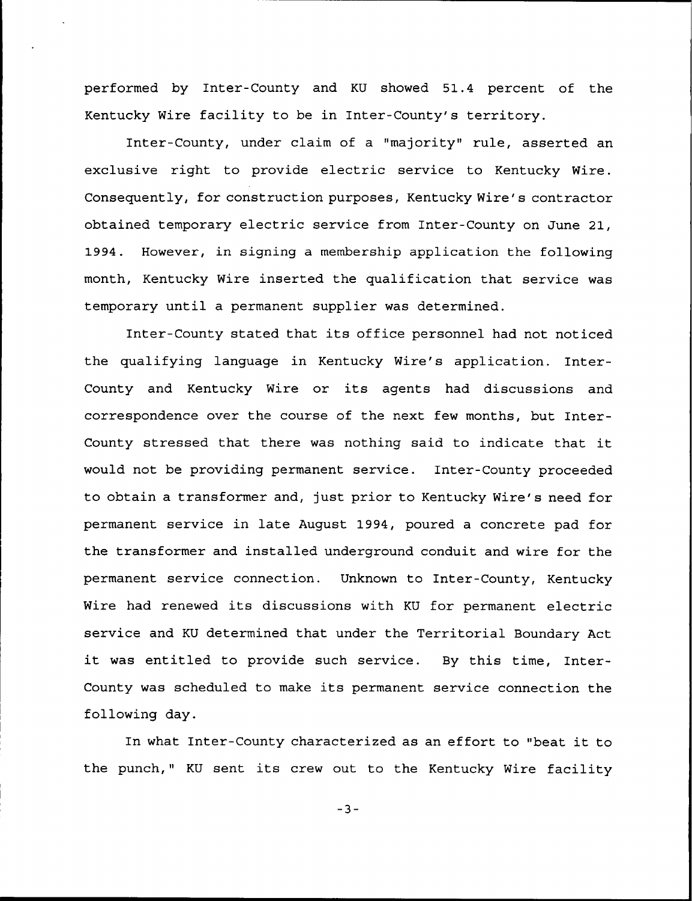performed by Inter-County and KU showed 51.4 percent of the Kentucky Wire facility to be in Inter-County's territory.

Inter-County, under claim of a "majority" rule, asserted an exclusive right to provide electric service to Kentucky Wire. Consequently, for construction purposes, Kentucky Wire's contractor obtained temporary electric service from Inter-County on June 21, 1994. However, in signing a membership application the following month, Kentucky Wire inserted the qualification that service was temporary until a permanent supplier was determined.

Inter-County stated that its office personnel had not noticed the qualifying language in Kentucky Wire's application. Inter-County and Kentucky Wire or its agents had discussions and correspondence over the course of the next few months, but Inter-County stressed that there was nothing said to indicate that it would not be providing permanent service. Inter-County proceeded to obtain a transformer and, just prior to Kentucky Wire's need for permanent service in late August 1994, poured a concrete pad for the transformer and installed underground conduit and wire for the permanent service connection. Unknown to Inter-County, Kentucky Wire had renewed its discussions with KU for permanent electric service and KU determined that under the Territorial Boundary Act it was entitled to provide such service. By this time, Inter-County was scheduled to make its permanent service connection the following day.

In what Inter-County characterized as an effort to "beat it to the punch," KU sent its crew out to the Kentucky Wire facility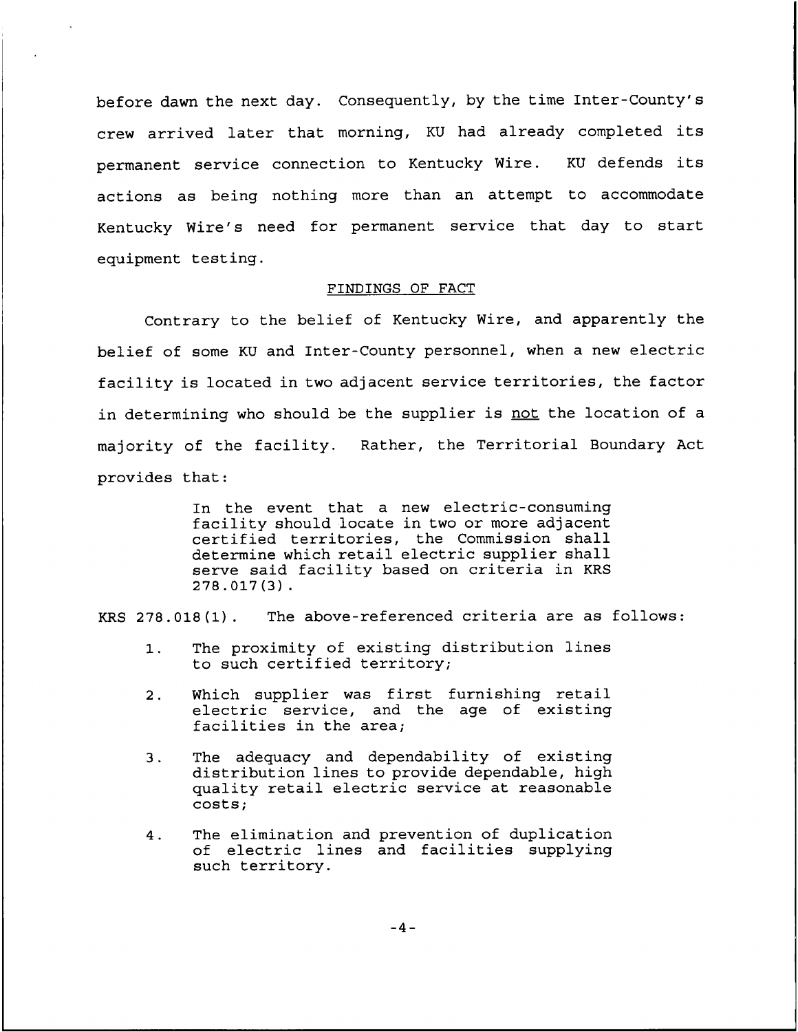before dawn the next day. Consequently, by the time Inter-County's crew arrived later that morning, KU had already completed its permanent service connection to Kentucky Wire. KU defends its actions as being nothing more than an attempt to accommodate Kentucky Wire's need for permanent service that day to start equipment testing.

## FINDINGS OF FACT

Contrary to the belief of Kentucky Wire, and apparently the belief of some KU and Inter-County personnel, when a new electric facility is located in two adjacent service territories, the factor in determining who should be the supplier is not the location of a majority of the facility. Rather, the Territorial Boundary Act provides that:

> In the event that a new electric-consuming facility should locate in two or more adjacent certified territories, the Commission shall determine which retail electric supplier shall serve said facility based on criteria in KRS 278.017(3).

KRS 278.018(1). The above-referenced criteria are as follows:

1. The proximity of existing distribution lines to such certified territory;
2. Which supplier was first furnishing retail electric service, and the age of existing facilities in the area;
3. The adequacy and dependability of existing distribution lines to provide dependable, high quality retail electric service at reasonable costs;
4. The elimination and prevention of duplication of electric lines and facilities supplying such territory.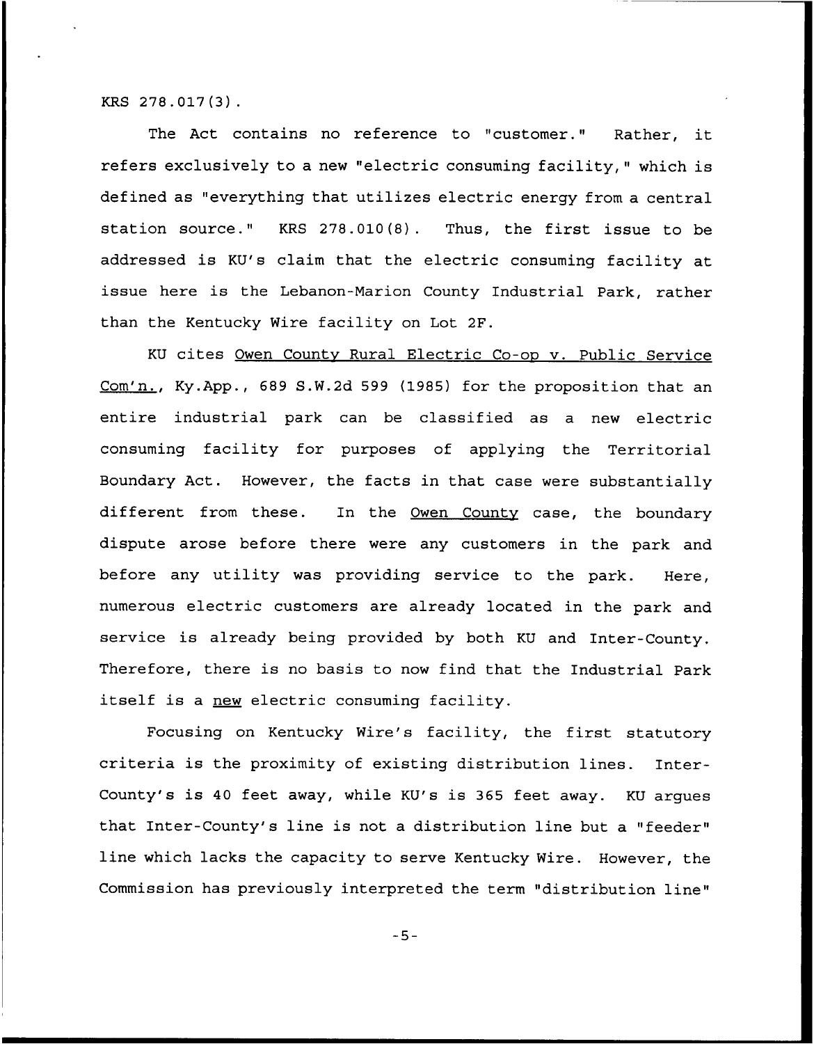KRS 278.017(3).

The Act contains no reference to "customer." Rather, it refers exclusively to a new "electric consuming facility," which is defined as "everything that utilizes electric energy from a central station source." KRS 278.010(8). Thus, the first issue to be addressed is KU's claim that the electric consuming facility at issue here is the Lebanon-Marion County Industrial Park, rather than the Kentucky Wire facility on Lot 2F.

KU cites Owen County Rural Electric Co-op v. Public Service Com'n., Ky.App., 689 S.W.2d 599 (1985) for the proposition that an entire industrial park can be classified as a new electric consuming facility for purposes of applying the Territorial Boundary Act. However, the facts in that case were substantially different from these. In the Owen County case, the boundary dispute arose before there were any customers in the park and before any utility was providing service to the park. Here, numerous electric customers are already located in the park and service is already being provided by both KU and Inter-County. Therefore, there is no basis to now find that the Industrial Park itself is a new electric consuming facility.

Focusing on Kentucky Wire's facility, the first statutory criteria is the proximity of existing distribution lines. Inter-County's is 40 feet away, while KU's is 365 feet away. KU argues that Inter-County's line is not a distribution line but a "feeder" line which lacks the capacity to serve Kentucky Wire. However, the Commission has previously interpreted the term "distribution line"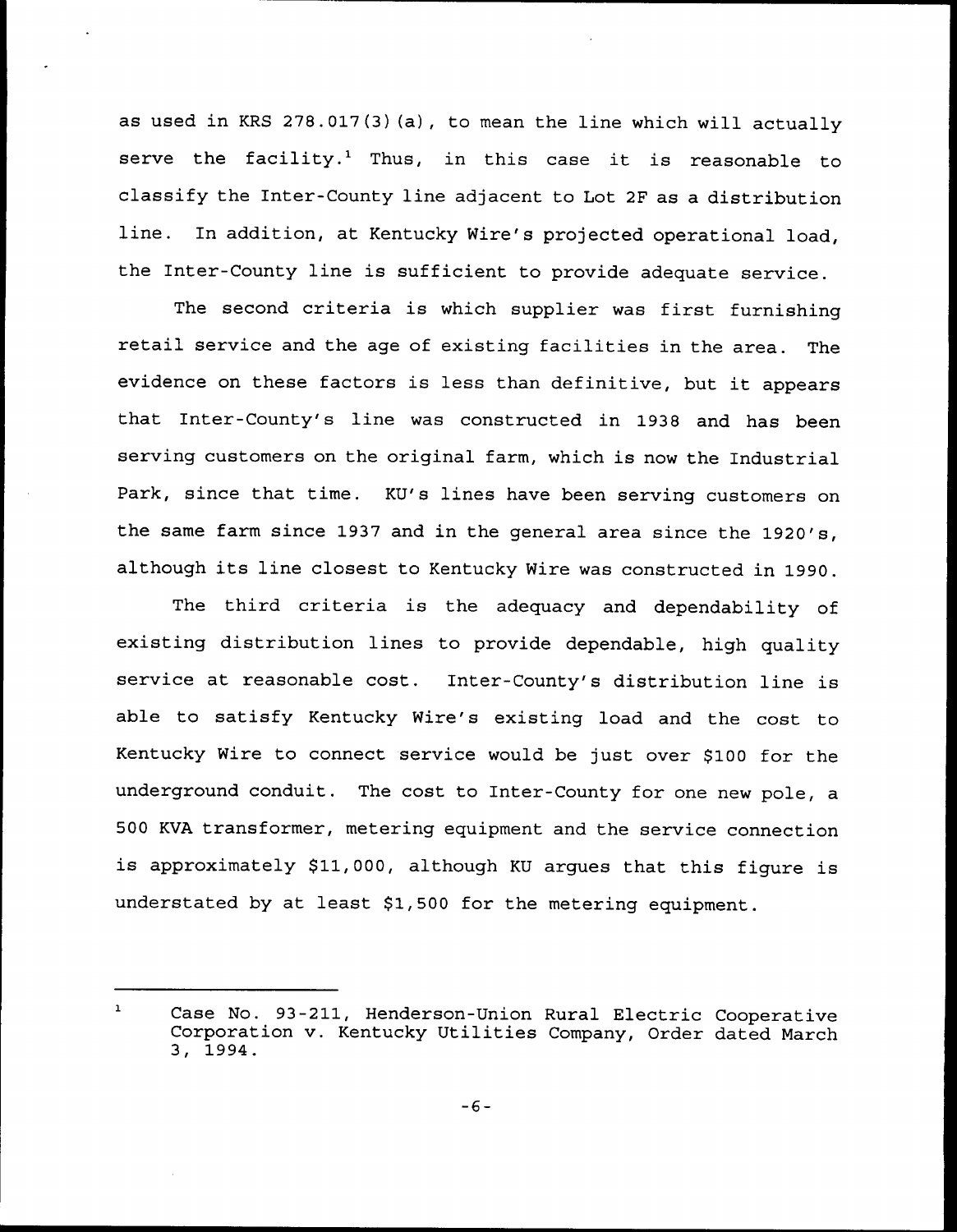as used in KRS 278.017(3)(a), to mean the line which will actually serve the facility.[1] Thus, in this case it is reasonable to classify the Inter-County line adjacent to Lot 2F as a distribution line. In addition, at Kentucky Wire's projected operational load, the Inter-County line is sufficient to provide adequate service.

The second criteria is which supplier was first furnishing retail service and the age of existing facilities in the area. The evidence on these factors is less than definitive, but it appears that Inter-County's line was constructed in 1938 and has been serving customers on the original farm, which is now the Industrial Park, since that time. KU's lines have been serving customers on the same farm since 1937 and in the general area since the 1920's, although its line closest to Kentucky Wire was constructed in 1990.

The third criteria is the adequacy and dependability of existing distribution lines to provide dependable, high quality service at reasonable cost. Inter-County's distribution line is able to satisfy Kentucky Wire's existing load and the cost to Kentucky Wire to connect service would be just over $100 for the underground conduit. The cost to Inter-County for one new pole, a 500 KVA transformer, metering equipment and the service connection is approximately $11,000, although KU argues that this figure is understated by at least $1,500 for the metering equipment.

---

[1] Case No. 93-211, Henderson-Union Rural Electric Cooperative Corporation v. Kentucky Utilities Company, Order dated March 3, 1994.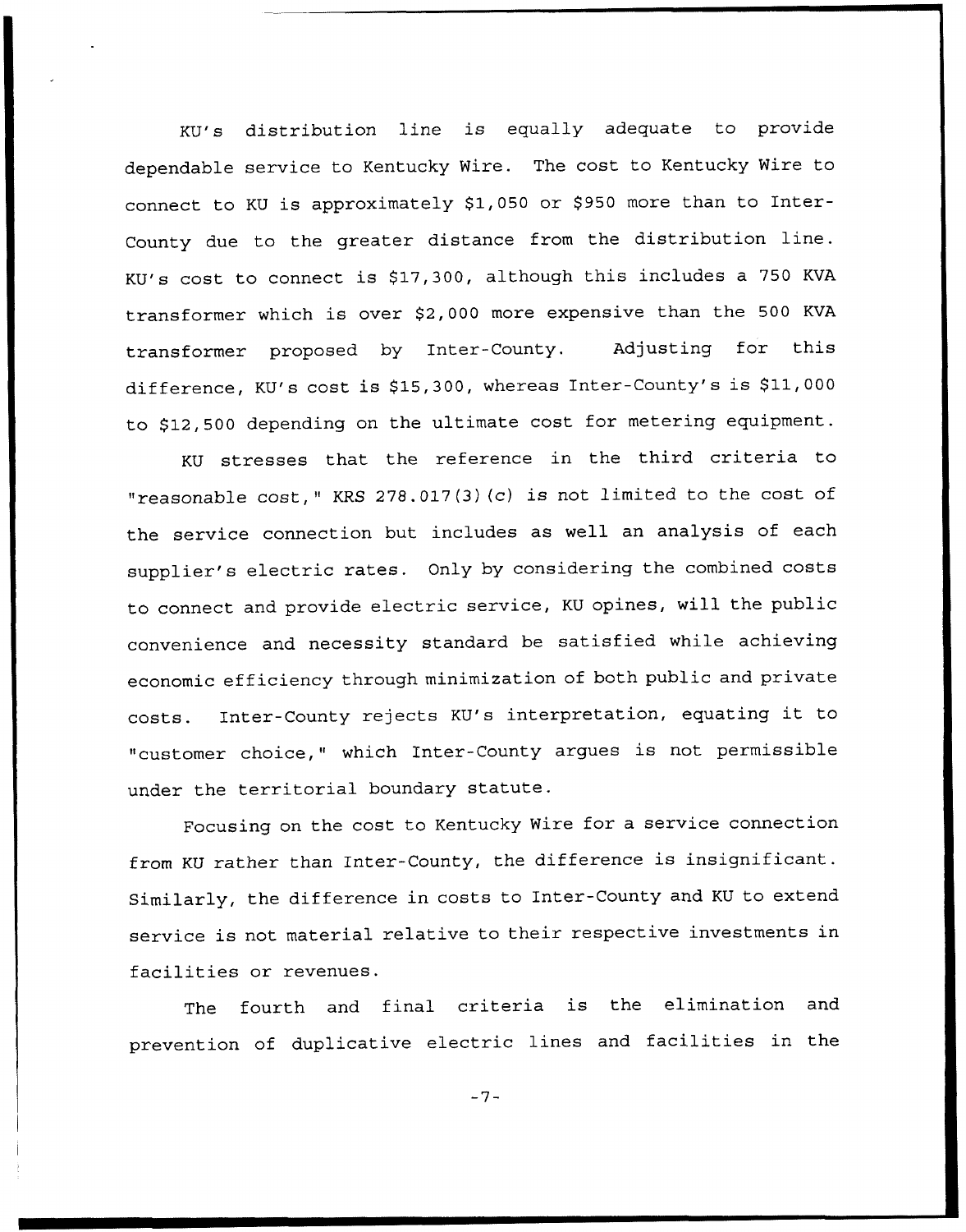KU's distribution line is equally adequate to provide dependable service to Kentucky Wire. The cost to Kentucky Wire to connect to KU is approximately $1,050 or $950 more than to Inter-County due to the greater distance from the distribution line. KU's cost to connect is $17,300, although this includes a 750 KVA transformer which is over $2,000 more expensive than the 500 KVA transformer proposed by Inter-County. Adjusting for this difference, KU's cost is $15,300, whereas Inter-County's is $11,000 to $12,500 depending on the ultimate cost for metering equipment.

KU stresses that the reference in the third criteria to "reasonable cost," KRS 278.017(3)(c) is not limited to the cost of the service connection but includes as well an analysis of each supplier's electric rates. Only by considering the combined costs to connect and provide electric service, KU opines, will the public convenience and necessity standard be satisfied while achieving economic efficiency through minimization of both public and private costs. Inter-County rejects KU's interpretation, equating it to "customer choice," which Inter-County argues is not permissible under the territorial boundary statute.

Focusing on the cost to Kentucky Wire for a service connection from KU rather than Inter-County, the difference is insignificant. Similarly, the difference in costs to Inter-County and KU to extend service is not material relative to their respective investments in facilities or revenues.

The fourth and final criteria is the elimination and prevention of duplicative electric lines and facilities in the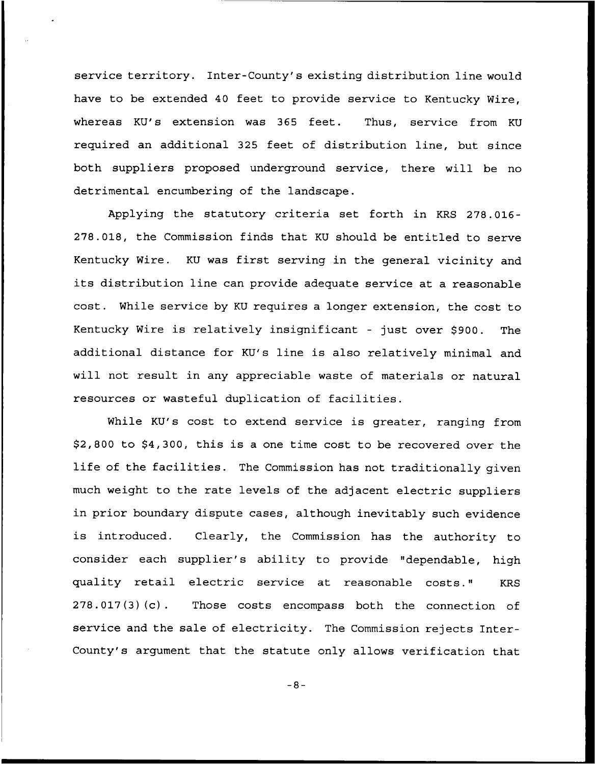service territory. Inter-County's existing distribution line would have to be extended 40 feet to provide service to Kentucky Wire, whereas KU's extension was 365 feet. Thus, service from KU required an additional 325 feet of distribution line, but since both suppliers proposed underground service, there will be no detrimental encumbering of the landscape.

Applying the statutory criteria set forth in KRS 278.016-278.018, the Commission finds that KU should be entitled to serve Kentucky Wire. KU was first serving in the general vicinity and its distribution line can provide adequate service at a reasonable cost. While service by KU requires a longer extension, the cost to Kentucky Wire is relatively insignificant - just over $900. The additional distance for KU's line is also relatively minimal and will not result in any appreciable waste of materials or natural resources or wasteful duplication of facilities.

While KU's cost to extend service is greater, ranging from $2,800 to $4,300, this is a one time cost to be recovered over the life of the facilities. The Commission has not traditionally given much weight to the rate levels of the adjacent electric suppliers in prior boundary dispute cases, although inevitably such evidence is introduced. Clearly, the Commission has the authority to consider each supplier's ability to provide "dependable, high quality retail electric service at reasonable costs." KRS 278.017(3)(c). Those costs encompass both the connection of service and the sale of electricity. The Commission rejects Inter-County's argument that the statute only allows verification that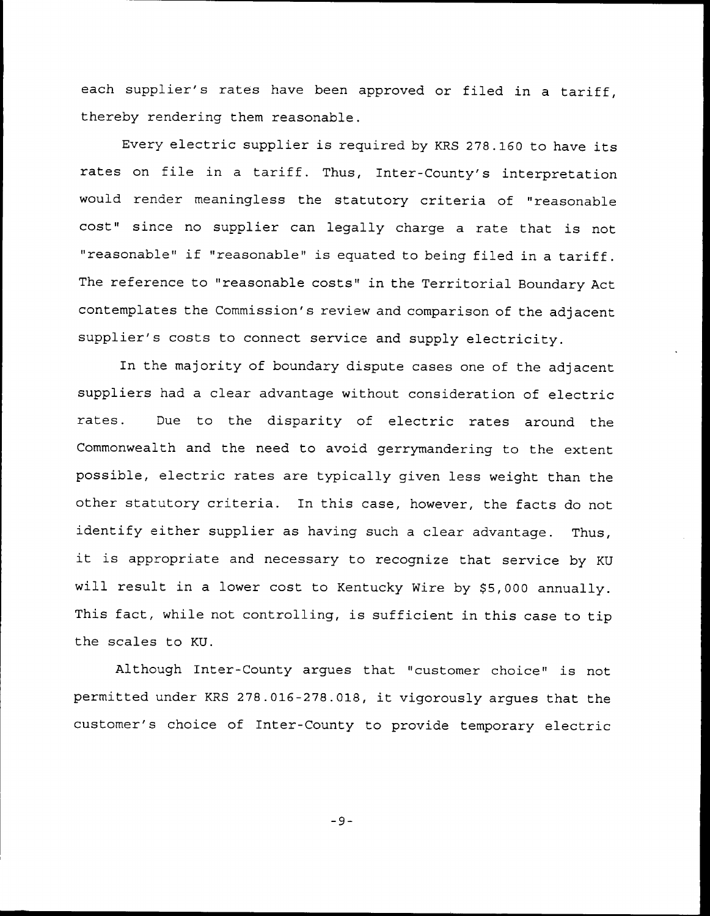each supplier's rates have been approved or filed in a tariff, thereby rendering them reasonable.

Every electric supplier is required by KRS 278.160 to have its rates on file in a tariff. Thus, Inter-County's interpretation would render meaningless the statutory criteria of "reasonable cost" since no supplier can legally charge a rate that is not "reasonable" if "reasonable" is equated to being filed in a tariff. The reference to "reasonable costs" in the Territorial Boundary Act contemplates the Commission's review and comparison of the adjacent supplier's costs to connect service and supply electricity.

In the majority of boundary dispute cases one of the adjacent suppliers had a clear advantage without consideration of electric rates. Due to the disparity of electric rates around the Commonwealth and the need to avoid gerrymandering to the extent possible, electric rates are typically given less weight than the other statutory criteria. In this case, however, the facts do not identify either supplier as having such a clear advantage. Thus, it is appropriate and necessary to recognize that service by KU will result in a lower cost to Kentucky Wire by $5,000 annually. This fact, while not controlling, is sufficient in this case to tip the scales to KU.

Although Inter-County argues that "customer choice" is not permitted under KRS 278.016-278.018, it vigorously argues that the customer's choice of Inter-County to provide temporary electric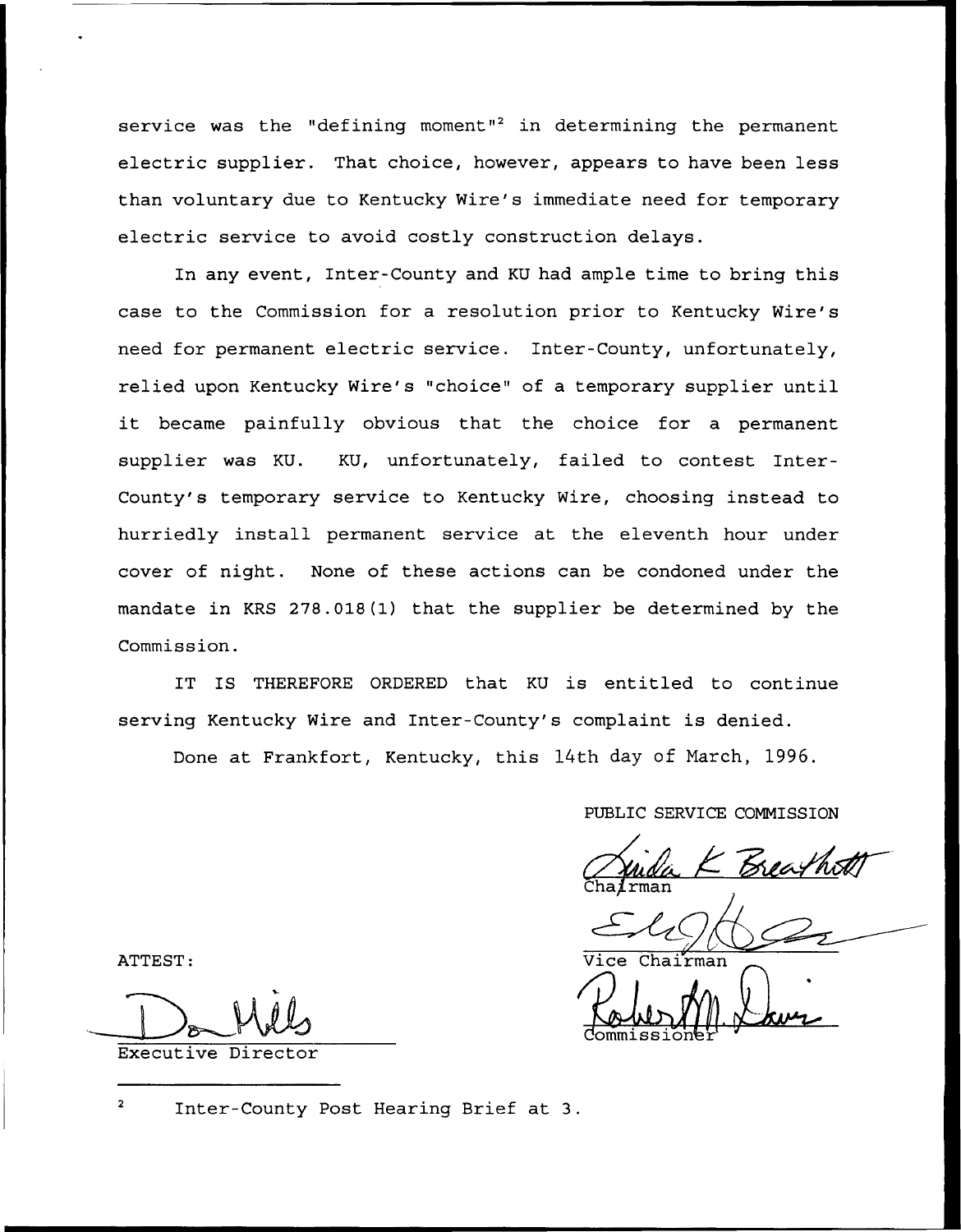service was the "defining moment"[2] in determining the permanent electric supplier. That choice, however, appears to have been less than voluntary due to Kentucky Wire's immediate need for temporary electric service to avoid costly construction delays.

In any event, Inter-County and KU had ample time to bring this case to the Commission for a resolution prior to Kentucky Wire's need for permanent electric service. Inter-County, unfortunately, relied upon Kentucky Wire's "choice" of a temporary supplier until it became painfully obvious that the choice for a permanent supplier was KU. KU, unfortunately, failed to contest Inter-County's temporary service to Kentucky Wire, choosing instead to hurriedly install permanent service at the eleventh hour under cover of night. None of these actions can be condoned under the mandate in KRS 278.018(1) that the supplier be determined by the Commission.

IT IS THEREFORE ORDERED that KU is entitled to continue serving Kentucky Wire and Inter-County's complaint is denied.

Done at Frankfort, Kentucky, this 14th day of March, 1996.

PUBLIC SERVICE COMMISSION

Chairman

Vice Chairman

Commissioner

ATTEST:

Executive Director

---

[2] Inter-County Post Hearing Brief at 3.